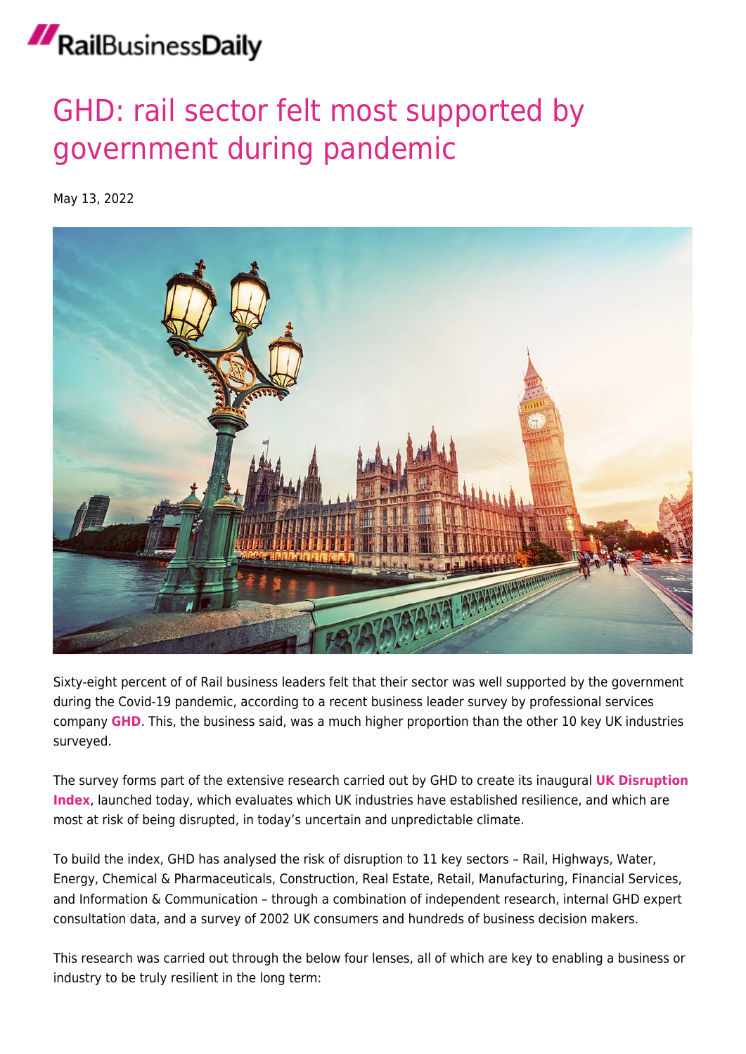RailBusinessDaily

# GHD: rail sector felt most supported by government during pandemic

May 13, 2022

Sixty-eight percent of of Rail business leaders felt that their sector was well supported by the government during the Covid-19 pandemic, according to a recent business leader survey by professional services company **GHD**. This, the business said, was a much higher proportion than the other 10 key UK industries surveyed.

The survey forms part of the extensive research carried out by GHD to create its inaugural **UK Disruption Index**, launched today, which evaluates which UK industries have established resilience, and which are most at risk of being disrupted, in today's uncertain and unpredictable climate.

To build the index, GHD has analysed the risk of disruption to 11 key sectors – Rail, Highways, Water, Energy, Chemical & Pharmaceuticals, Construction, Real Estate, Retail, Manufacturing, Financial Services, and Information & Communication – through a combination of independent research, internal GHD expert consultation data, and a survey of 2002 UK consumers and hundreds of business decision makers.

This research was carried out through the below four lenses, all of which are key to enabling a business or industry to be truly resilient in the long term: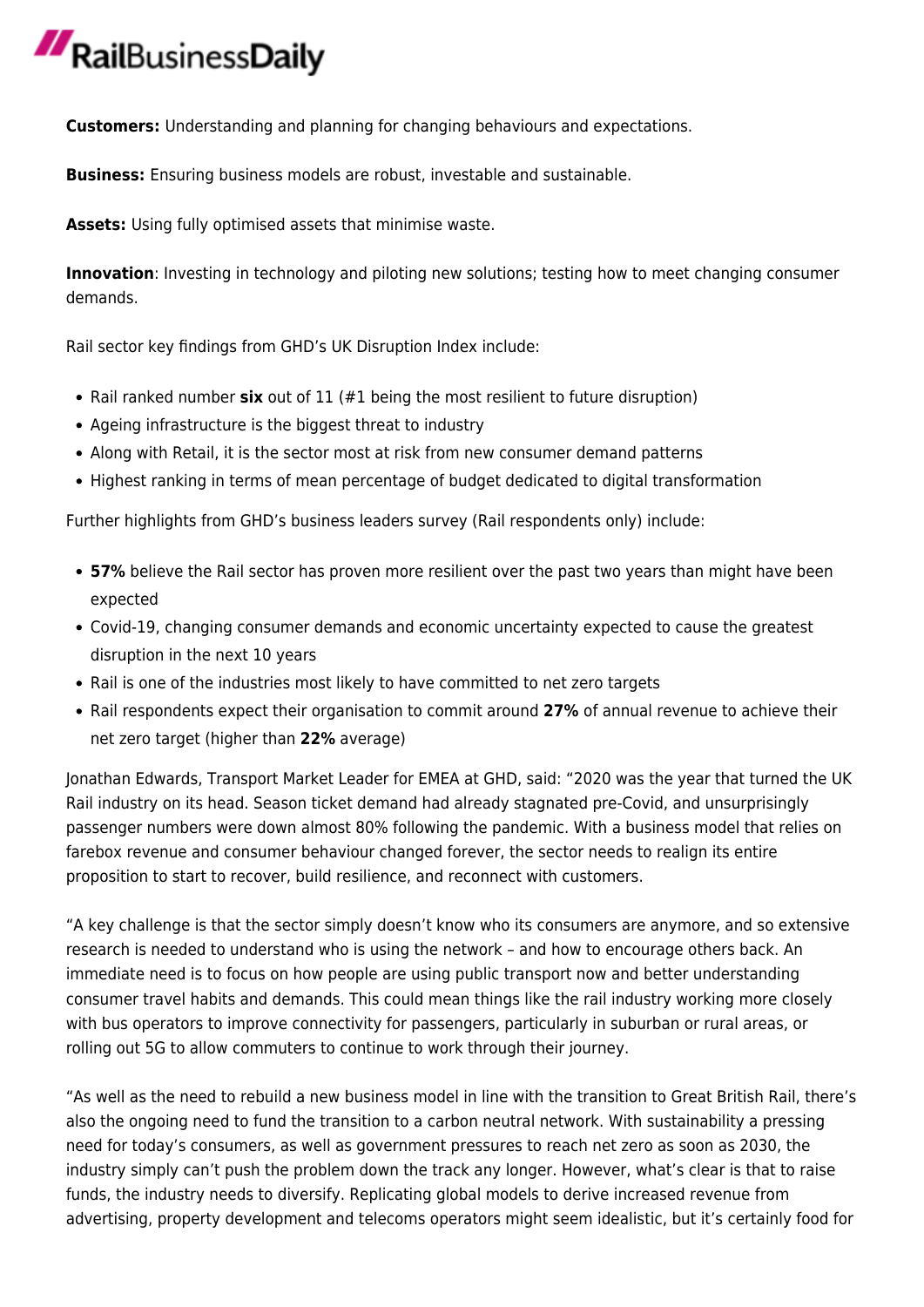**Customers:** Understanding and planning for changing behaviours and expectations.

**Business:** Ensuring business models are robust, investable and sustainable.

**Assets:** Using fully optimised assets that minimise waste.

**Innovation**: Investing in technology and piloting new solutions; testing how to meet changing consumer demands.

Rail sector key findings from GHD's UK Disruption Index include:

- Rail ranked number **six** out of 11 (#1 being the most resilient to future disruption)
- Ageing infrastructure is the biggest threat to industry
- Along with Retail, it is the sector most at risk from new consumer demand patterns
- Highest ranking in terms of mean percentage of budget dedicated to digital transformation

Further highlights from GHD's business leaders survey (Rail respondents only) include:

- **57%** believe the Rail sector has proven more resilient over the past two years than might have been expected
- Covid-19, changing consumer demands and economic uncertainty expected to cause the greatest disruption in the next 10 years
- Rail is one of the industries most likely to have committed to net zero targets
- Rail respondents expect their organisation to commit around **27%** of annual revenue to achieve their net zero target (higher than **22%** average)

Jonathan Edwards, Transport Market Leader for EMEA at GHD, said: "2020 was the year that turned the UK Rail industry on its head. Season ticket demand had already stagnated pre-Covid, and unsurprisingly passenger numbers were down almost 80% following the pandemic. With a business model that relies on farebox revenue and consumer behaviour changed forever, the sector needs to realign its entire proposition to start to recover, build resilience, and reconnect with customers.

"A key challenge is that the sector simply doesn't know who its consumers are anymore, and so extensive research is needed to understand who is using the network – and how to encourage others back. An immediate need is to focus on how people are using public transport now and better understanding consumer travel habits and demands. This could mean things like the rail industry working more closely with bus operators to improve connectivity for passengers, particularly in suburban or rural areas, or rolling out 5G to allow commuters to continue to work through their journey.

"As well as the need to rebuild a new business model in line with the transition to Great British Rail, there's also the ongoing need to fund the transition to a carbon neutral network. With sustainability a pressing need for today's consumers, as well as government pressures to reach net zero as soon as 2030, the industry simply can't push the problem down the track any longer. However, what's clear is that to raise funds, the industry needs to diversify. Replicating global models to derive increased revenue from advertising, property development and telecoms operators might seem idealistic, but it's certainly food for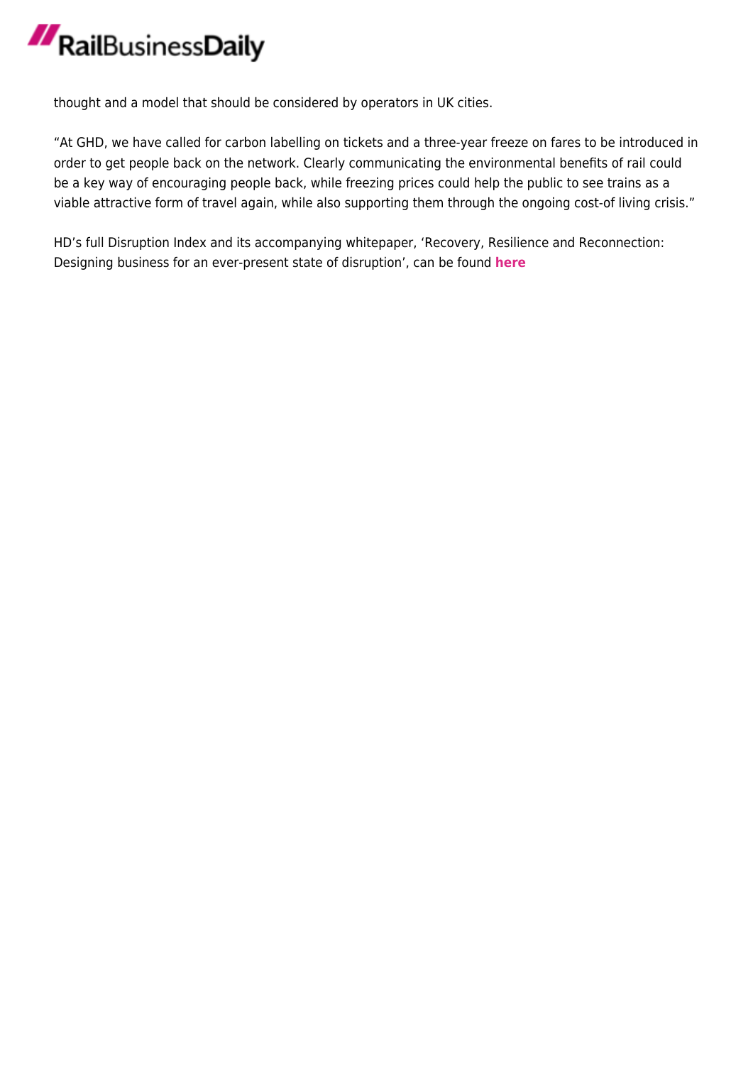thought and a model that should be considered by operators in UK cities.

"At GHD, we have called for carbon labelling on tickets and a three-year freeze on fares to be introduced in order to get people back on the network. Clearly communicating the environmental benefits of rail could be a key way of encouraging people back, while freezing prices could help the public to see trains as a viable attractive form of travel again, while also supporting them through the ongoing cost-of living crisis."

HD's full Disruption Index and its accompanying whitepaper, 'Recovery, Resilience and Reconnection: Designing business for an ever-present state of disruption', can be found **here**